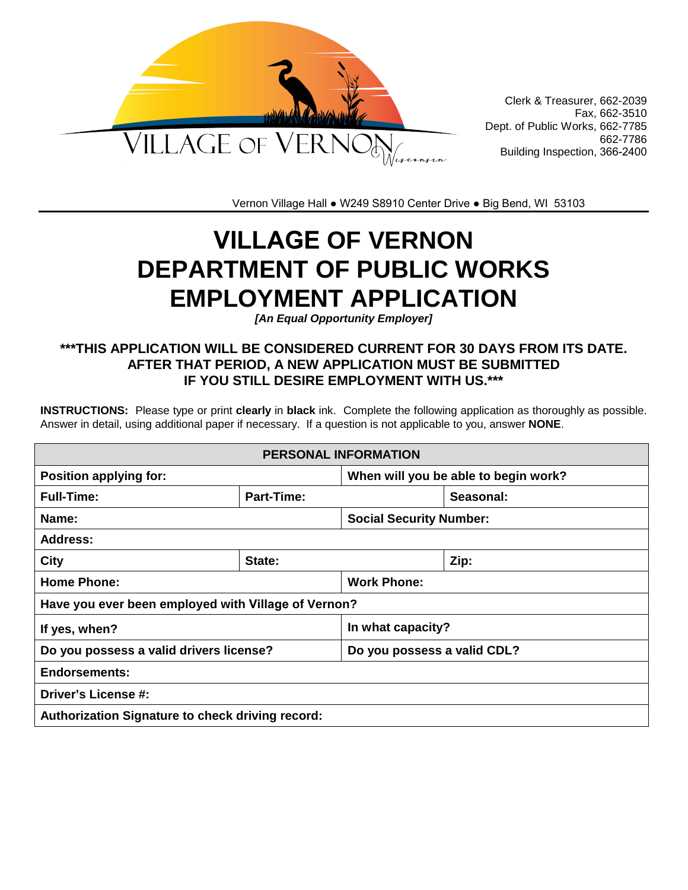VILLAGE OF VERNON Wisconsin

Clerk & Treasurer, 662-2039
Fax, 662-3510
Dept. of Public Works, 662-7785
662-7786
Building Inspection, 366-2400

Vernon Village Hall ● W249 S8910 Center Drive ● Big Bend, WI 53103

# VILLAGE OF VERNON
# DEPARTMENT OF PUBLIC WORKS
# EMPLOYMENT APPLICATION

***[An Equal Opportunity Employer]***

**\*\*\*THIS APPLICATION WILL BE CONSIDERED CURRENT FOR 30 DAYS FROM ITS DATE. AFTER THAT PERIOD, A NEW APPLICATION MUST BE SUBMITTED IF YOU STILL DESIRE EMPLOYMENT WITH US.\*\*\***

**INSTRUCTIONS:** Please type or print **clearly** in **black** ink. Complete the following application as thoroughly as possible. Answer in detail, using additional paper if necessary. If a question is not applicable to you, answer **NONE**.

| **PERSONAL INFORMATION** | | |
|---|---|---|
| **Position applying for:** | **When will you be able to begin work?** | |
| **Full-Time:** | **Part-Time:** | **Seasonal:** |
| **Name:** | **Social Security Number:** | |
| **Address:** | | |
| **City** | **State:** | **Zip:** |
| **Home Phone:** | **Work Phone:** | |
| **Have you ever been employed with Village of Vernon?** | | |
| **If yes, when?** | **In what capacity?** | |
| **Do you possess a valid drivers license?** | **Do you possess a valid CDL?** | |
| **Endorsements:** | | |
| **Driver's License #:** | | |
| **Authorization Signature to check driving record:** | | |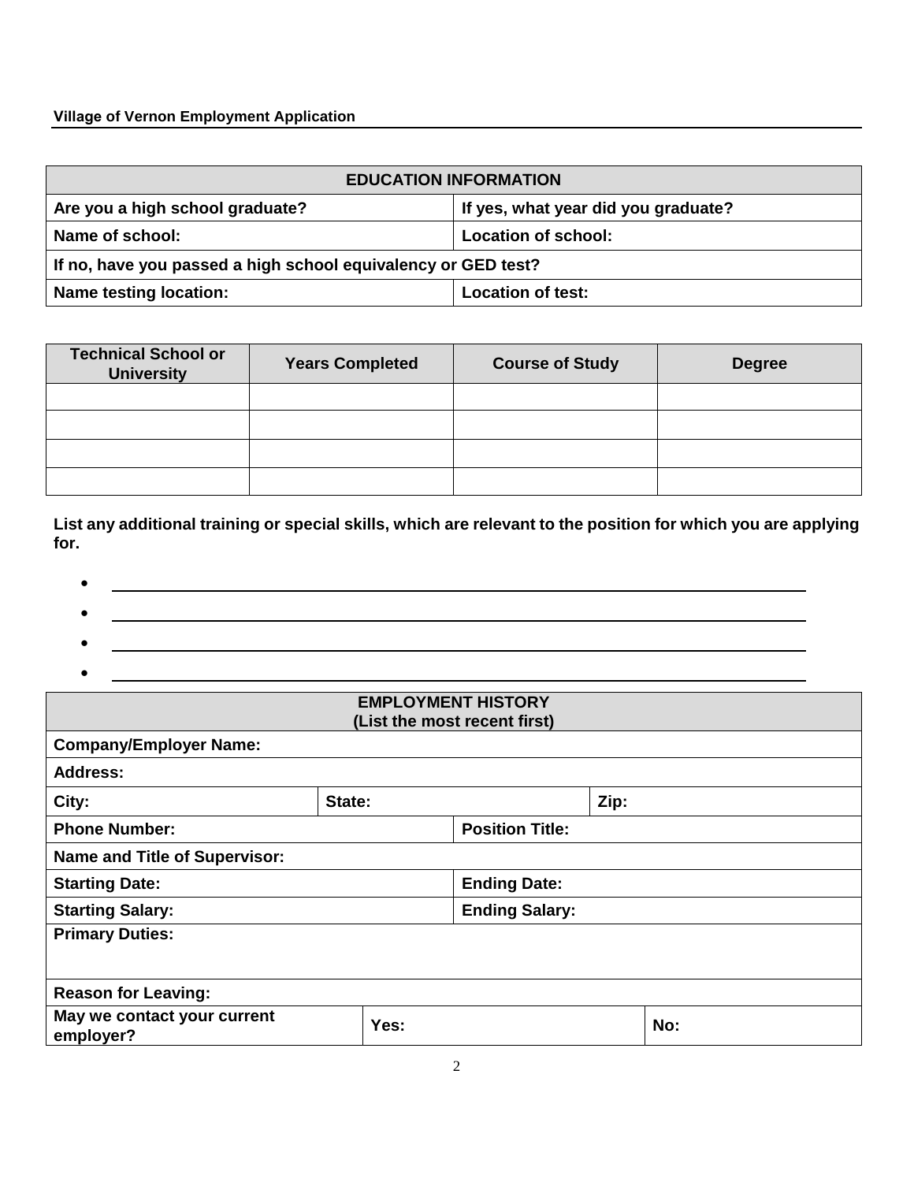**Village of Vernon Employment Application**

| EDUCATION INFORMATION | |
|---|---|
| **Are you a high school graduate?** | **If yes, what year did you graduate?** |
| **Name of school:** | **Location of school:** |
| **If no, have you passed a high school equivalency or GED test?** | |
| **Name testing location:** | **Location of test:** |

| Technical School or University | Years Completed | Course of Study | Degree |
|---|---|---|---|
| | | | |
| | | | |
| | | | |
| | | | |

**List any additional training or special skills, which are relevant to the position for which you are applying for.**

- \_\_\_\_\_\_\_\_\_\_\_\_\_\_\_\_\_\_\_\_\_\_\_\_\_\_\_\_\_\_\_\_\_\_\_\_\_\_\_\_
- \_\_\_\_\_\_\_\_\_\_\_\_\_\_\_\_\_\_\_\_\_\_\_\_\_\_\_\_\_\_\_\_\_\_\_\_\_\_\_\_
- \_\_\_\_\_\_\_\_\_\_\_\_\_\_\_\_\_\_\_\_\_\_\_\_\_\_\_\_\_\_\_\_\_\_\_\_\_\_\_\_
- \_\_\_\_\_\_\_\_\_\_\_\_\_\_\_\_\_\_\_\_\_\_\_\_\_\_\_\_\_\_\_\_\_\_\_\_\_\_\_\_

| EMPLOYMENT HISTORY (List the most recent first) | | | |
|---|---|---|---|
| **Company/Employer Name:** | | | |
| **Address:** | | | |
| **City:** | **State:** | | **Zip:** |
| **Phone Number:** | | **Position Title:** | |
| **Name and Title of Supervisor:** | | | |
| **Starting Date:** | | **Ending Date:** | |
| **Starting Salary:** | | **Ending Salary:** | |
| **Primary Duties:** | | | |
| **Reason for Leaving:** | | | |
| **May we contact your current employer?** | **Yes:** | | **No:** |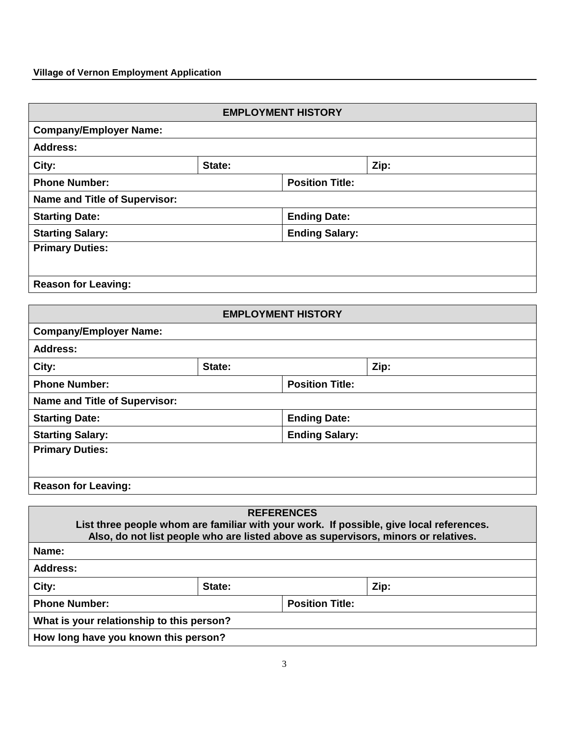**Village of Vernon Employment Application**

| EMPLOYMENT HISTORY | | |
|---|---|---|
| **Company/Employer Name:** | | |
| **Address:** | | |
| **City:** | **State:** | **Zip:** |
| **Phone Number:** | **Position Title:** | |
| **Name and Title of Supervisor:** | | |
| **Starting Date:** | **Ending Date:** | |
| **Starting Salary:** | **Ending Salary:** | |
| **Primary Duties:** | | |
| **Reason for Leaving:** | | |

| EMPLOYMENT HISTORY | | |
|---|---|---|
| **Company/Employer Name:** | | |
| **Address:** | | |
| **City:** | **State:** | **Zip:** |
| **Phone Number:** | **Position Title:** | |
| **Name and Title of Supervisor:** | | |
| **Starting Date:** | **Ending Date:** | |
| **Starting Salary:** | **Ending Salary:** | |
| **Primary Duties:** | | |
| **Reason for Leaving:** | | |

| REFERENCES<br>List three people whom are familiar with your work. If possible, give local references.<br>Also, do not list people who are listed above as supervisors, minors or relatives. | | |
|---|---|---|
| **Name:** | | |
| **Address:** | | |
| **City:** | **State:** | **Zip:** |
| **Phone Number:** | **Position Title:** | |
| **What is your relationship to this person?** | | |
| **How long have you known this person?** | | |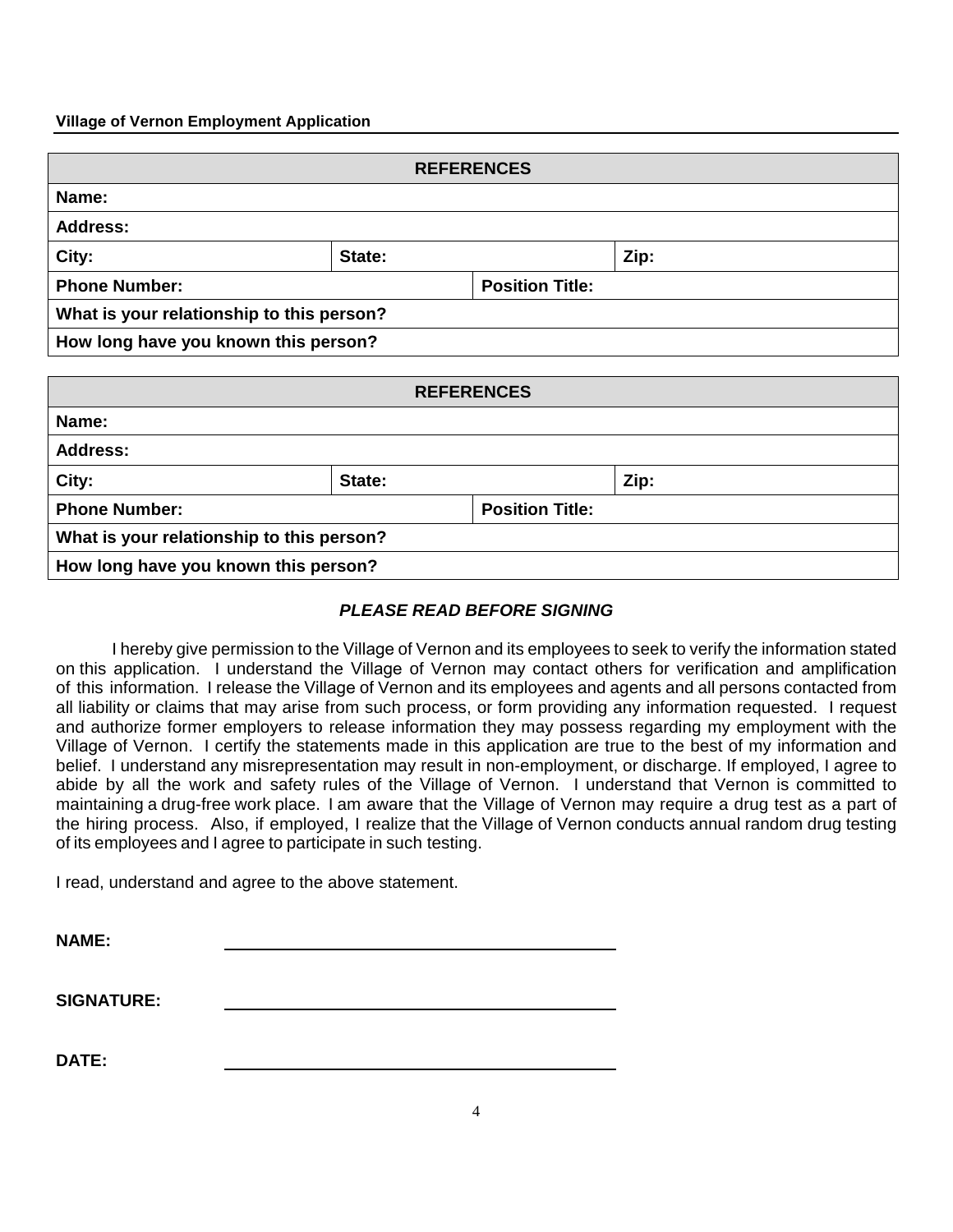## REFERENCES

| | | | |
|---|---|---|---|
| **Name:** | | | |
| **Address:** | | | |
| **City:** | **State:** | | **Zip:** |
| **Phone Number:** | | **Position Title:** | |
| **What is your relationship to this person?** | | | |
| **How long have you known this person?** | | | |

## REFERENCES

| | | | |
|---|---|---|---|
| **Name:** | | | |
| **Address:** | | | |
| **City:** | **State:** | | **Zip:** |
| **Phone Number:** | | **Position Title:** | |
| **What is your relationship to this person?** | | | |
| **How long have you known this person?** | | | |

### ***PLEASE READ BEFORE SIGNING***

I hereby give permission to the Village of Vernon and its employees to seek to verify the information stated on this application. I understand the Village of Vernon may contact others for verification and amplification of this information. I release the Village of Vernon and its employees and agents and all persons contacted from all liability or claims that may arise from such process, or form providing any information requested. I request and authorize former employers to release information they may possess regarding my employment with the Village of Vernon. I certify the statements made in this application are true to the best of my information and belief. I understand any misrepresentation may result in non-employment, or discharge. If employed, I agree to abide by all the work and safety rules of the Village of Vernon. I understand that Vernon is committed to maintaining a drug-free work place. I am aware that the Village of Vernon may require a drug test as a part of the hiring process. Also, if employed, I realize that the Village of Vernon conducts annual random drug testing of its employees and I agree to participate in such testing.

I read, understand and agree to the above statement.

**NAME:** \_\_\_\_\_\_\_\_\_\_\_\_\_\_\_\_\_\_\_\_\_\_\_\_\_\_\_\_\_\_\_\_\_\_\_\_\_\_

**SIGNATURE:** \_\_\_\_\_\_\_\_\_\_\_\_\_\_\_\_\_\_\_\_\_\_\_\_\_\_\_\_\_\_\_\_\_\_\_\_\_\_

**DATE:** \_\_\_\_\_\_\_\_\_\_\_\_\_\_\_\_\_\_\_\_\_\_\_\_\_\_\_\_\_\_\_\_\_\_\_\_\_\_